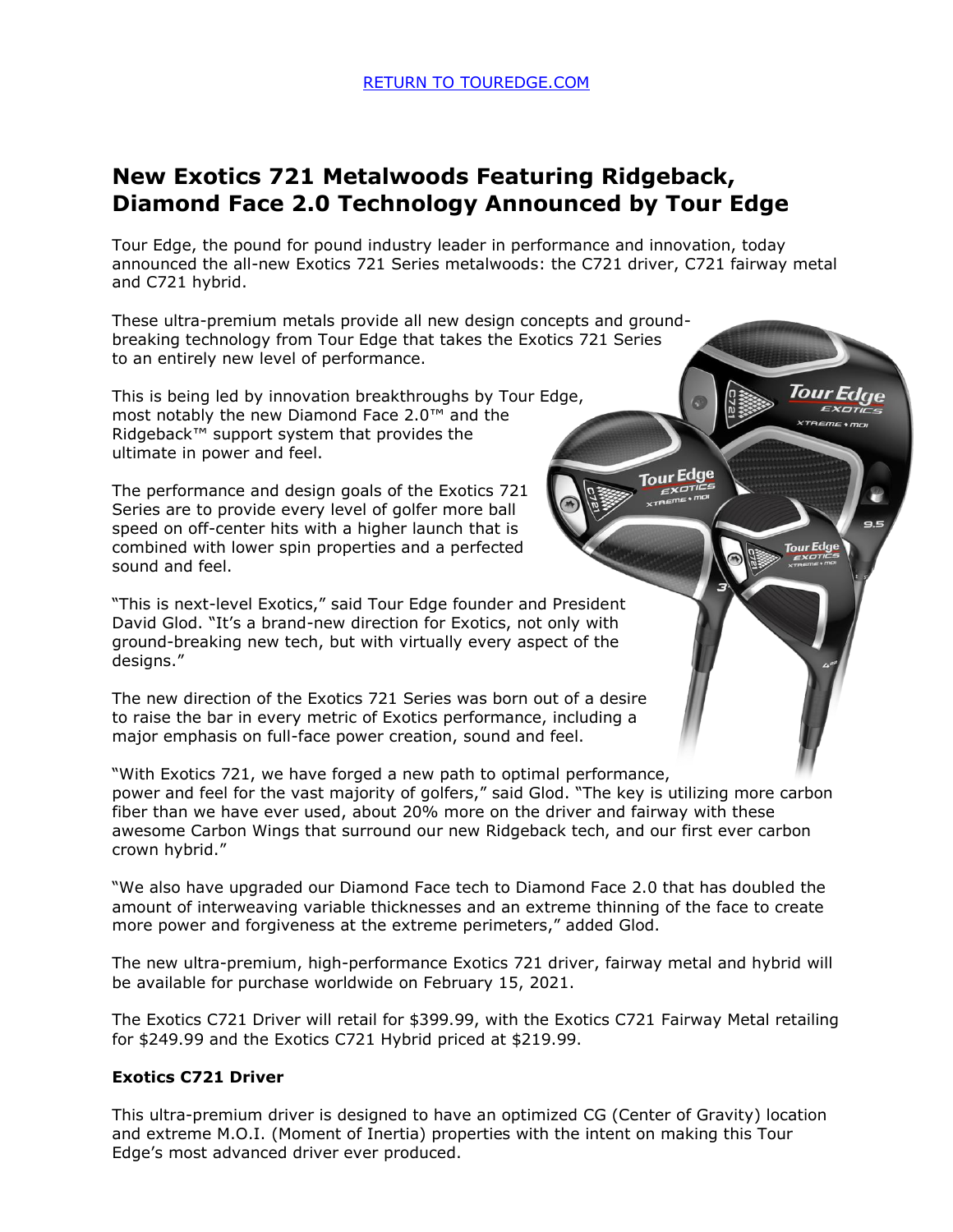RETURN TO TOUREDGE.COM

# New Exotics 721 Metalwoods Featuring Ridgeback, Diamond Face 2.0 Technology Announced by Tour Edge

Tour Edge, the pound for pound industry leader in performance and innovation, today announced the all-new Exotics 721 Series metalwoods: the C721 driver, C721 fairway metal and C721 hybrid.

These ultra-premium metals provide all new design concepts and ground-breaking technology from Tour Edge that takes the Exotics 721 Series to an entirely new level of performance.

This is being led by innovation breakthroughs by Tour Edge, most notably the new Diamond Face 2.0™ and the Ridgeback™ support system that provides the ultimate in power and feel.

The performance and design goals of the Exotics 721 Series are to provide every level of golfer more ball speed on off-center hits with a higher launch that is combined with lower spin properties and a perfected sound and feel.

"This is next-level Exotics," said Tour Edge founder and President David Glod. "It's a brand-new direction for Exotics, not only with ground-breaking new tech, but with virtually every aspect of the designs."

The new direction of the Exotics 721 Series was born out of a desire to raise the bar in every metric of Exotics performance, including a major emphasis on full-face power creation, sound and feel.

"With Exotics 721, we have forged a new path to optimal performance, power and feel for the vast majority of golfers," said Glod. "The key is utilizing more carbon fiber than we have ever used, about 20% more on the driver and fairway with these awesome Carbon Wings that surround our new Ridgeback tech, and our first ever carbon crown hybrid."

"We also have upgraded our Diamond Face tech to Diamond Face 2.0 that has doubled the amount of interweaving variable thicknesses and an extreme thinning of the face to create more power and forgiveness at the extreme perimeters," added Glod.

The new ultra-premium, high-performance Exotics 721 driver, fairway metal and hybrid will be available for purchase worldwide on February 15, 2021.

The Exotics C721 Driver will retail for $399.99, with the Exotics C721 Fairway Metal retailing for $249.99 and the Exotics C721 Hybrid priced at $219.99.

**Exotics C721 Driver**

This ultra-premium driver is designed to have an optimized CG (Center of Gravity) location and extreme M.O.I. (Moment of Inertia) properties with the intent on making this Tour Edge's most advanced driver ever produced.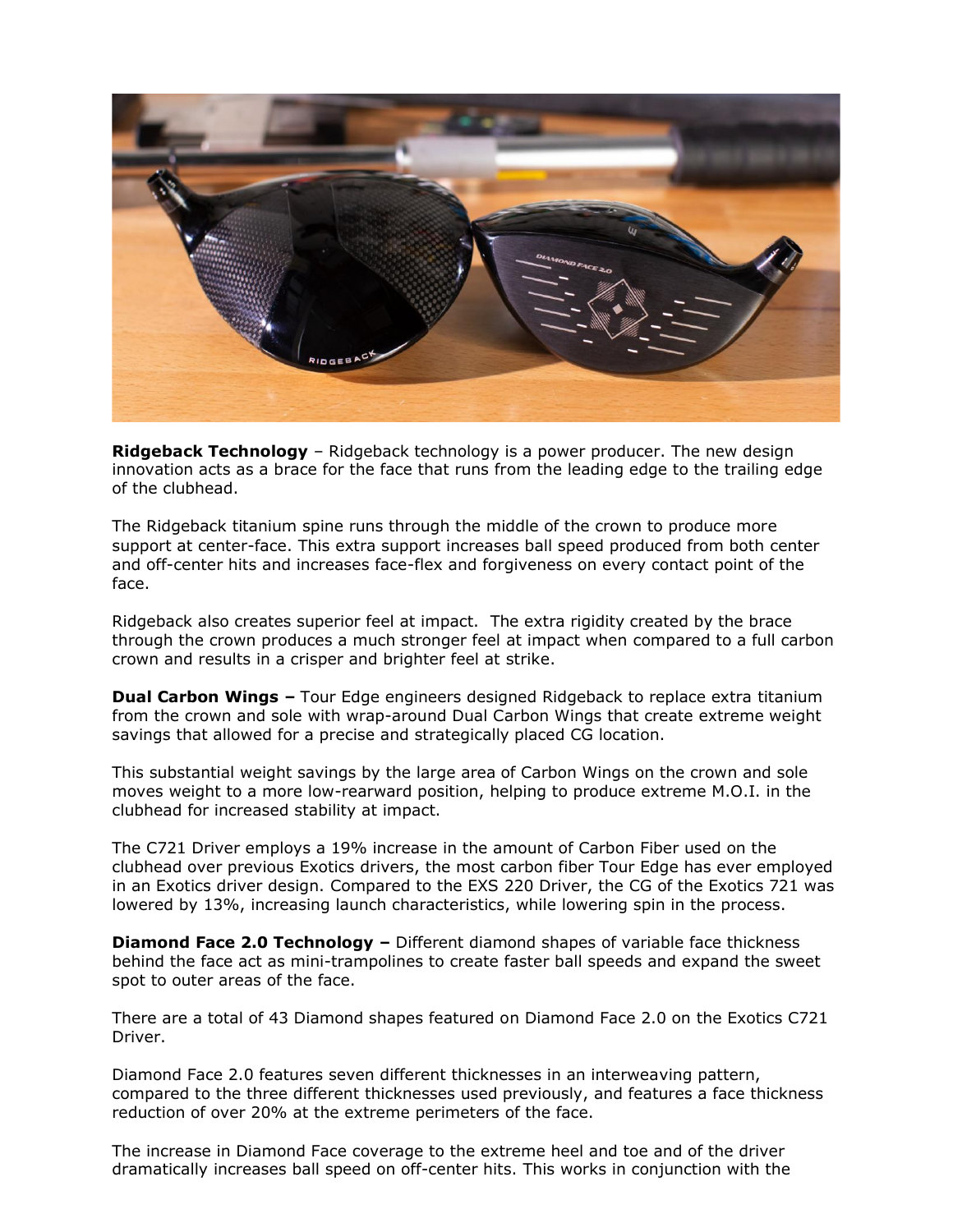**Ridgeback Technology** – Ridgeback technology is a power producer. The new design innovation acts as a brace for the face that runs from the leading edge to the trailing edge of the clubhead.

The Ridgeback titanium spine runs through the middle of the crown to produce more support at center-face. This extra support increases ball speed produced from both center and off-center hits and increases face-flex and forgiveness on every contact point of the face.

Ridgeback also creates superior feel at impact. The extra rigidity created by the brace through the crown produces a much stronger feel at impact when compared to a full carbon crown and results in a crisper and brighter feel at strike.

**Dual Carbon Wings –** Tour Edge engineers designed Ridgeback to replace extra titanium from the crown and sole with wrap-around Dual Carbon Wings that create extreme weight savings that allowed for a precise and strategically placed CG location.

This substantial weight savings by the large area of Carbon Wings on the crown and sole moves weight to a more low-rearward position, helping to produce extreme M.O.I. in the clubhead for increased stability at impact.

The C721 Driver employs a 19% increase in the amount of Carbon Fiber used on the clubhead over previous Exotics drivers, the most carbon fiber Tour Edge has ever employed in an Exotics driver design. Compared to the EXS 220 Driver, the CG of the Exotics 721 was lowered by 13%, increasing launch characteristics, while lowering spin in the process.

**Diamond Face 2.0 Technology –** Different diamond shapes of variable face thickness behind the face act as mini-trampolines to create faster ball speeds and expand the sweet spot to outer areas of the face.

There are a total of 43 Diamond shapes featured on Diamond Face 2.0 on the Exotics C721 Driver.

Diamond Face 2.0 features seven different thicknesses in an interweaving pattern, compared to the three different thicknesses used previously, and features a face thickness reduction of over 20% at the extreme perimeters of the face.

The increase in Diamond Face coverage to the extreme heel and toe and of the driver dramatically increases ball speed on off-center hits. This works in conjunction with the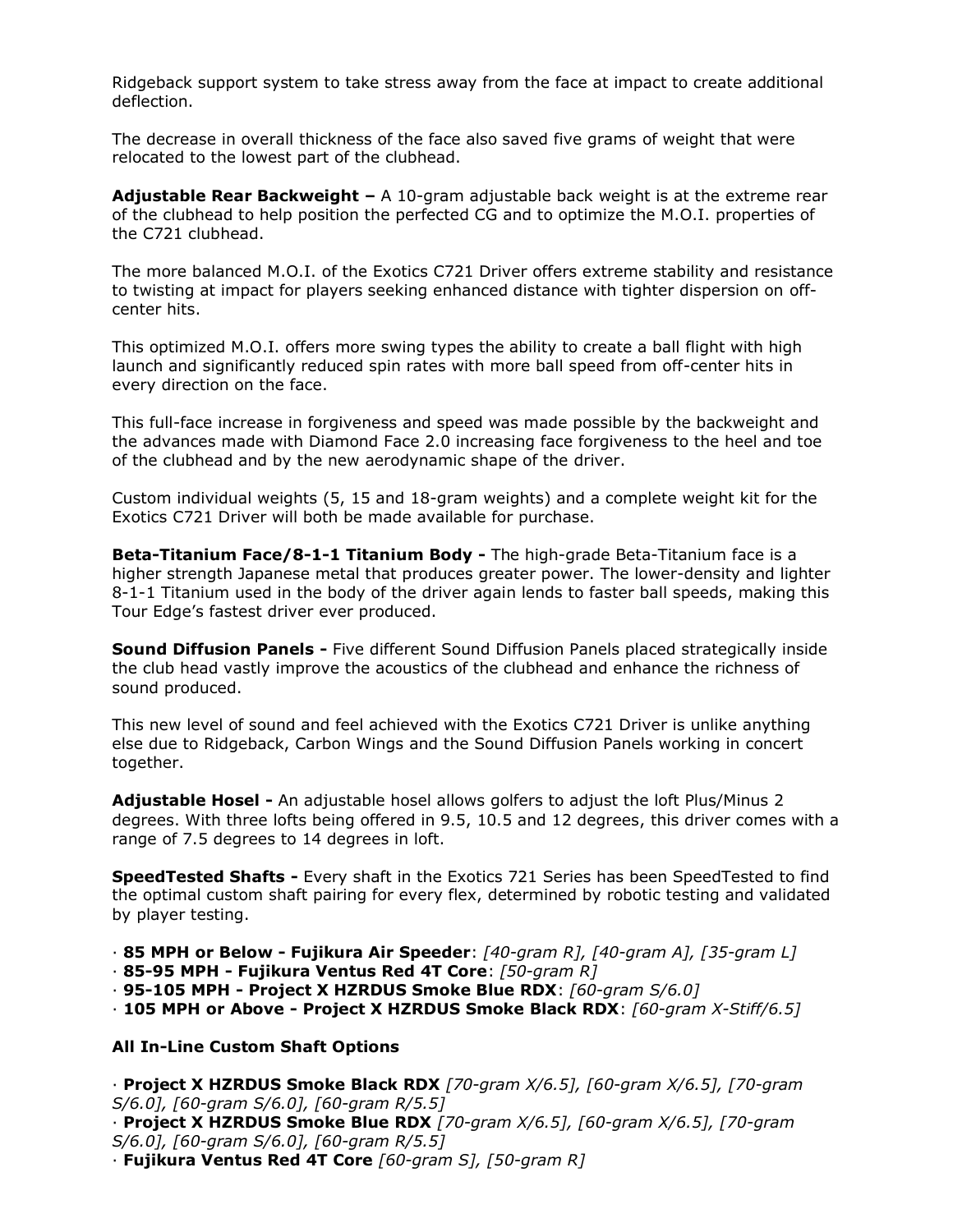Ridgeback support system to take stress away from the face at impact to create additional deflection.

The decrease in overall thickness of the face also saved five grams of weight that were relocated to the lowest part of the clubhead.

**Adjustable Rear Backweight –** A 10-gram adjustable back weight is at the extreme rear of the clubhead to help position the perfected CG and to optimize the M.O.I. properties of the C721 clubhead.

The more balanced M.O.I. of the Exotics C721 Driver offers extreme stability and resistance to twisting at impact for players seeking enhanced distance with tighter dispersion on off-center hits.

This optimized M.O.I. offers more swing types the ability to create a ball flight with high launch and significantly reduced spin rates with more ball speed from off-center hits in every direction on the face.

This full-face increase in forgiveness and speed was made possible by the backweight and the advances made with Diamond Face 2.0 increasing face forgiveness to the heel and toe of the clubhead and by the new aerodynamic shape of the driver.

Custom individual weights (5, 15 and 18-gram weights) and a complete weight kit for the Exotics C721 Driver will both be made available for purchase.

**Beta-Titanium Face/8-1-1 Titanium Body -** The high-grade Beta-Titanium face is a higher strength Japanese metal that produces greater power. The lower-density and lighter 8-1-1 Titanium used in the body of the driver again lends to faster ball speeds, making this Tour Edge's fastest driver ever produced.

**Sound Diffusion Panels -** Five different Sound Diffusion Panels placed strategically inside the club head vastly improve the acoustics of the clubhead and enhance the richness of sound produced.

This new level of sound and feel achieved with the Exotics C721 Driver is unlike anything else due to Ridgeback, Carbon Wings and the Sound Diffusion Panels working in concert together.

**Adjustable Hosel -** An adjustable hosel allows golfers to adjust the loft Plus/Minus 2 degrees. With three lofts being offered in 9.5, 10.5 and 12 degrees, this driver comes with a range of 7.5 degrees to 14 degrees in loft.

**SpeedTested Shafts -** Every shaft in the Exotics 721 Series has been SpeedTested to find the optimal custom shaft pairing for every flex, determined by robotic testing and validated by player testing.

· **85 MPH or Below - Fujikura Air Speeder**: *[40-gram R], [40-gram A], [35-gram L]*
· **85-95 MPH - Fujikura Ventus Red 4T Core**: *[50-gram R]*
· **95-105 MPH - Project X HZRDUS Smoke Blue RDX**: *[60-gram S/6.0]*
· **105 MPH or Above - Project X HZRDUS Smoke Black RDX**: *[60-gram X-Stiff/6.5]*

**All In-Line Custom Shaft Options**

· **Project X HZRDUS Smoke Black RDX** *[70-gram X/6.5], [60-gram X/6.5], [70-gram S/6.0], [60-gram S/6.0], [60-gram R/5.5]*
· **Project X HZRDUS Smoke Blue RDX** *[70-gram X/6.5], [60-gram X/6.5], [70-gram S/6.0], [60-gram S/6.0], [60-gram R/5.5]*
· **Fujikura Ventus Red 4T Core** *[60-gram S], [50-gram R]*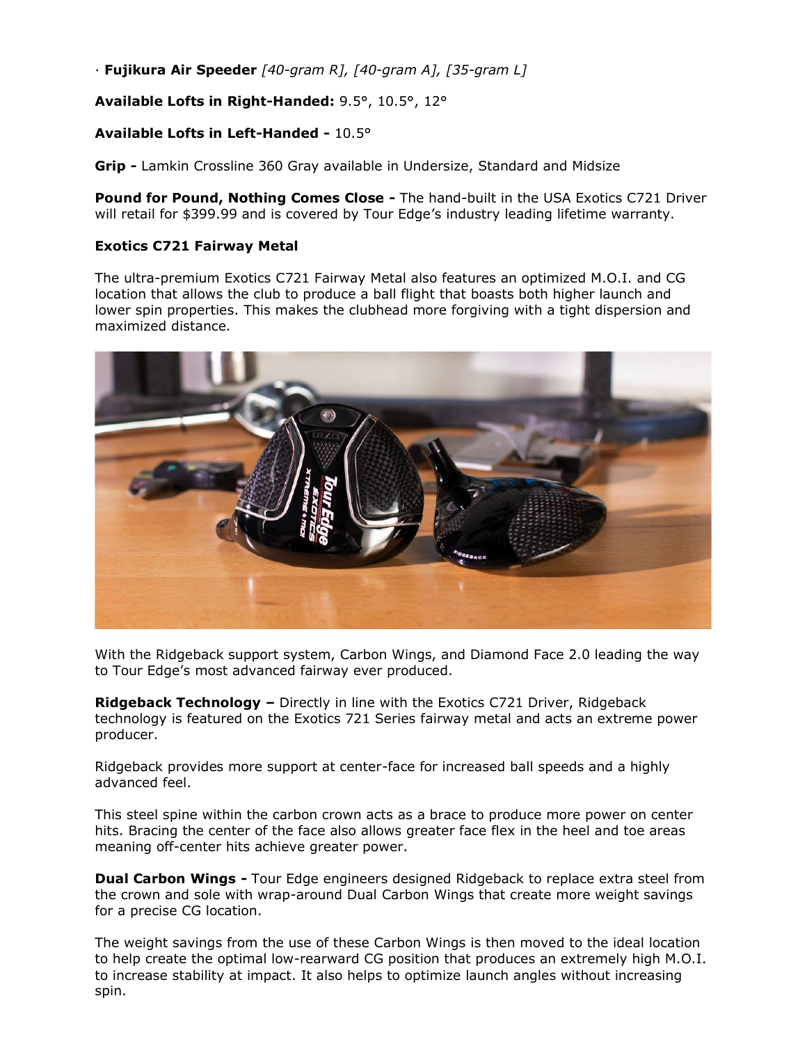· **Fujikura Air Speeder** *[40-gram R], [40-gram A], [35-gram L]*

**Available Lofts in Right-Handed:** 9.5°, 10.5°, 12°

**Available Lofts in Left-Handed -** 10.5°

**Grip -** Lamkin Crossline 360 Gray available in Undersize, Standard and Midsize

**Pound for Pound, Nothing Comes Close -** The hand-built in the USA Exotics C721 Driver will retail for $399.99 and is covered by Tour Edge's industry leading lifetime warranty.

**Exotics C721 Fairway Metal**

The ultra-premium Exotics C721 Fairway Metal also features an optimized M.O.I. and CG location that allows the club to produce a ball flight that boasts both higher launch and lower spin properties. This makes the clubhead more forgiving with a tight dispersion and maximized distance.

With the Ridgeback support system, Carbon Wings, and Diamond Face 2.0 leading the way to Tour Edge's most advanced fairway ever produced.

**Ridgeback Technology –** Directly in line with the Exotics C721 Driver, Ridgeback technology is featured on the Exotics 721 Series fairway metal and acts an extreme power producer.

Ridgeback provides more support at center-face for increased ball speeds and a highly advanced feel.

This steel spine within the carbon crown acts as a brace to produce more power on center hits. Bracing the center of the face also allows greater face flex in the heel and toe areas meaning off-center hits achieve greater power.

**Dual Carbon Wings -** Tour Edge engineers designed Ridgeback to replace extra steel from the crown and sole with wrap-around Dual Carbon Wings that create more weight savings for a precise CG location.

The weight savings from the use of these Carbon Wings is then moved to the ideal location to help create the optimal low-rearward CG position that produces an extremely high M.O.I. to increase stability at impact. It also helps to optimize launch angles without increasing spin.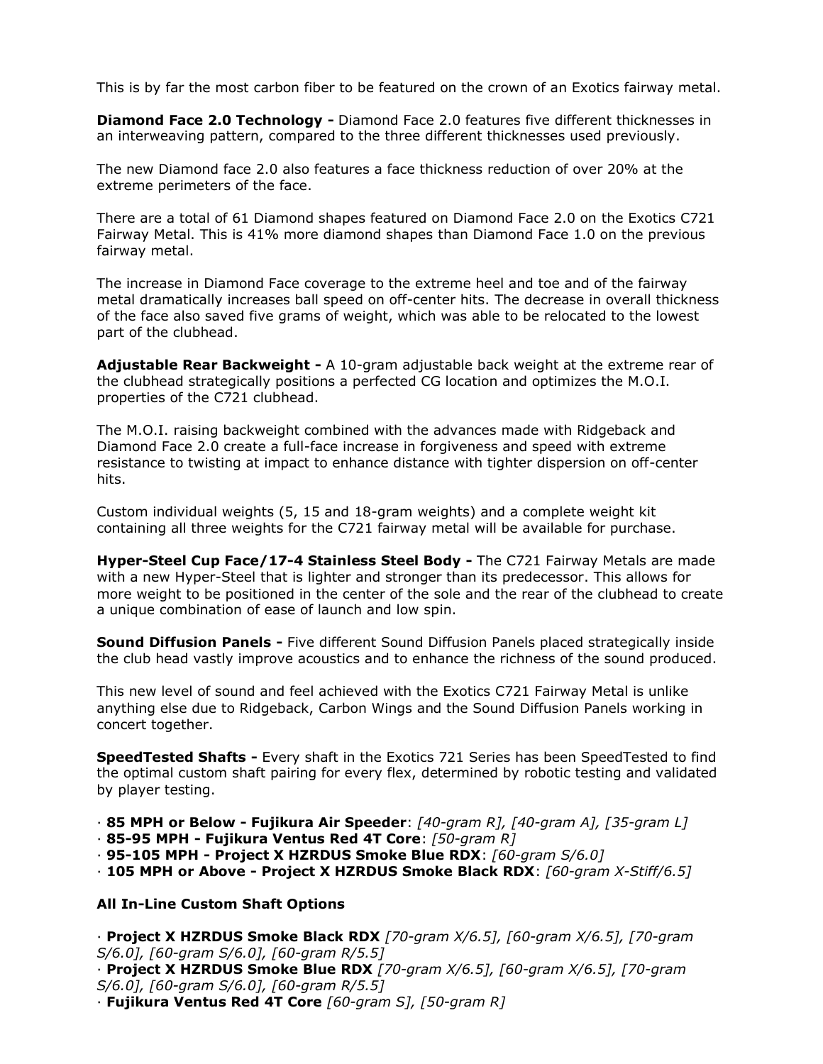This is by far the most carbon fiber to be featured on the crown of an Exotics fairway metal.

**Diamond Face 2.0 Technology -** Diamond Face 2.0 features five different thicknesses in an interweaving pattern, compared to the three different thicknesses used previously.

The new Diamond face 2.0 also features a face thickness reduction of over 20% at the extreme perimeters of the face.

There are a total of 61 Diamond shapes featured on Diamond Face 2.0 on the Exotics C721 Fairway Metal. This is 41% more diamond shapes than Diamond Face 1.0 on the previous fairway metal.

The increase in Diamond Face coverage to the extreme heel and toe and of the fairway metal dramatically increases ball speed on off-center hits. The decrease in overall thickness of the face also saved five grams of weight, which was able to be relocated to the lowest part of the clubhead.

**Adjustable Rear Backweight -** A 10-gram adjustable back weight at the extreme rear of the clubhead strategically positions a perfected CG location and optimizes the M.O.I. properties of the C721 clubhead.

The M.O.I. raising backweight combined with the advances made with Ridgeback and Diamond Face 2.0 create a full-face increase in forgiveness and speed with extreme resistance to twisting at impact to enhance distance with tighter dispersion on off-center hits.

Custom individual weights (5, 15 and 18-gram weights) and a complete weight kit containing all three weights for the C721 fairway metal will be available for purchase.

**Hyper-Steel Cup Face/17-4 Stainless Steel Body -** The C721 Fairway Metals are made with a new Hyper-Steel that is lighter and stronger than its predecessor. This allows for more weight to be positioned in the center of the sole and the rear of the clubhead to create a unique combination of ease of launch and low spin.

**Sound Diffusion Panels -** Five different Sound Diffusion Panels placed strategically inside the club head vastly improve acoustics and to enhance the richness of the sound produced.

This new level of sound and feel achieved with the Exotics C721 Fairway Metal is unlike anything else due to Ridgeback, Carbon Wings and the Sound Diffusion Panels working in concert together.

**SpeedTested Shafts -** Every shaft in the Exotics 721 Series has been SpeedTested to find the optimal custom shaft pairing for every flex, determined by robotic testing and validated by player testing.

· **85 MPH or Below - Fujikura Air Speeder**: *[40-gram R], [40-gram A], [35-gram L]*
· **85-95 MPH - Fujikura Ventus Red 4T Core**: *[50-gram R]*
· **95-105 MPH - Project X HZRDUS Smoke Blue RDX**: *[60-gram S/6.0]*
· **105 MPH or Above - Project X HZRDUS Smoke Black RDX**: *[60-gram X-Stiff/6.5]*

**All In-Line Custom Shaft Options**

· **Project X HZRDUS Smoke Black RDX** *[70-gram X/6.5], [60-gram X/6.5], [70-gram S/6.0], [60-gram S/6.0], [60-gram R/5.5]*
· **Project X HZRDUS Smoke Blue RDX** *[70-gram X/6.5], [60-gram X/6.5], [70-gram S/6.0], [60-gram S/6.0], [60-gram R/5.5]*
· **Fujikura Ventus Red 4T Core** *[60-gram S], [50-gram R]*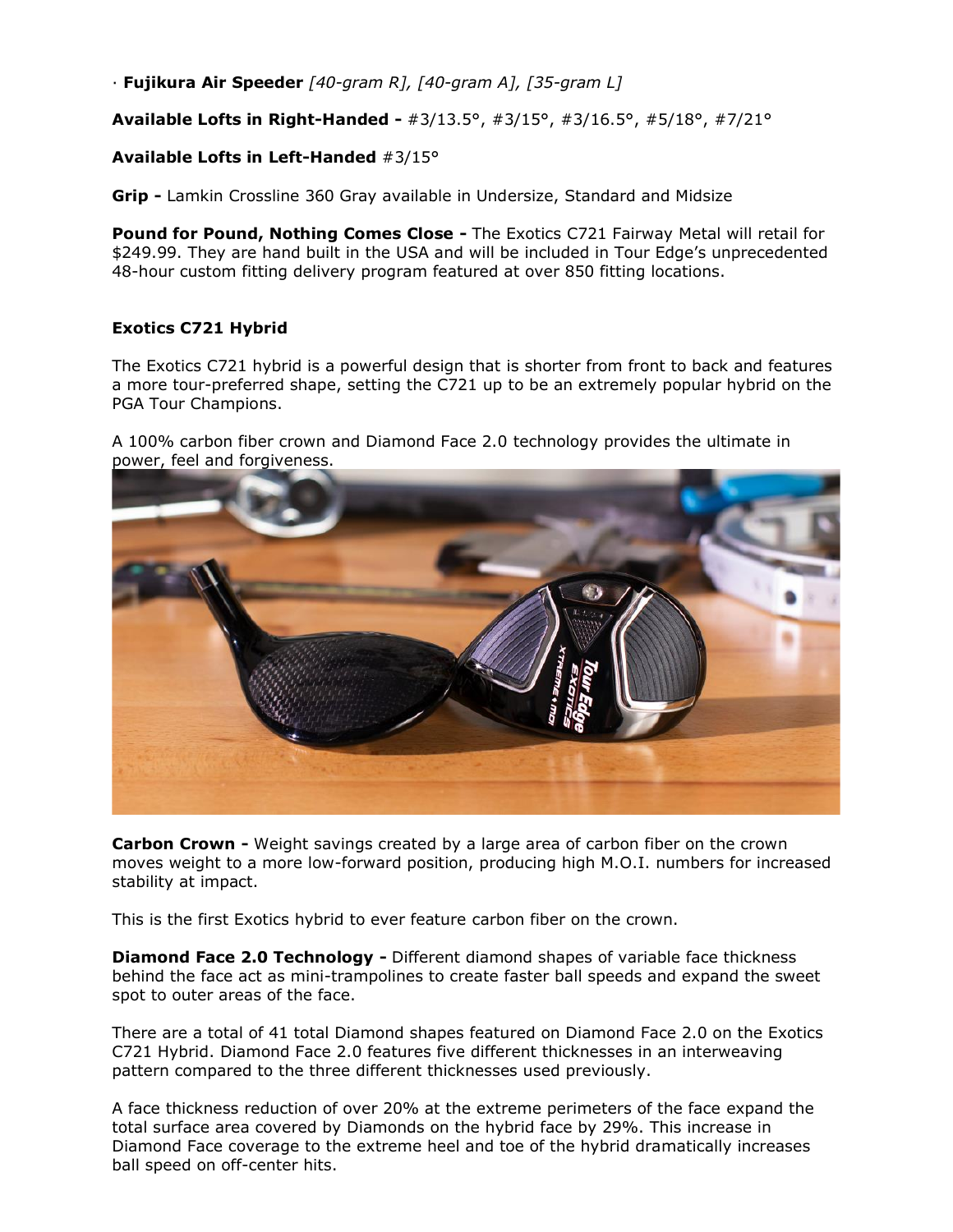· **Fujikura Air Speeder** *[40-gram R], [40-gram A], [35-gram L]*

**Available Lofts in Right-Handed -** #3/13.5°, #3/15°, #3/16.5°, #5/18°, #7/21°

**Available Lofts in Left-Handed** #3/15°

**Grip -** Lamkin Crossline 360 Gray available in Undersize, Standard and Midsize

**Pound for Pound, Nothing Comes Close -** The Exotics C721 Fairway Metal will retail for $249.99. They are hand built in the USA and will be included in Tour Edge's unprecedented 48-hour custom fitting delivery program featured at over 850 fitting locations.

**Exotics C721 Hybrid**

The Exotics C721 hybrid is a powerful design that is shorter from front to back and features a more tour-preferred shape, setting the C721 up to be an extremely popular hybrid on the PGA Tour Champions.

A 100% carbon fiber crown and Diamond Face 2.0 technology provides the ultimate in power, feel and forgiveness.

**Carbon Crown -** Weight savings created by a large area of carbon fiber on the crown moves weight to a more low-forward position, producing high M.O.I. numbers for increased stability at impact.

This is the first Exotics hybrid to ever feature carbon fiber on the crown.

**Diamond Face 2.0 Technology -** Different diamond shapes of variable face thickness behind the face act as mini-trampolines to create faster ball speeds and expand the sweet spot to outer areas of the face.

There are a total of 41 total Diamond shapes featured on Diamond Face 2.0 on the Exotics C721 Hybrid. Diamond Face 2.0 features five different thicknesses in an interweaving pattern compared to the three different thicknesses used previously.

A face thickness reduction of over 20% at the extreme perimeters of the face expand the total surface area covered by Diamonds on the hybrid face by 29%. This increase in Diamond Face coverage to the extreme heel and toe of the hybrid dramatically increases ball speed on off-center hits.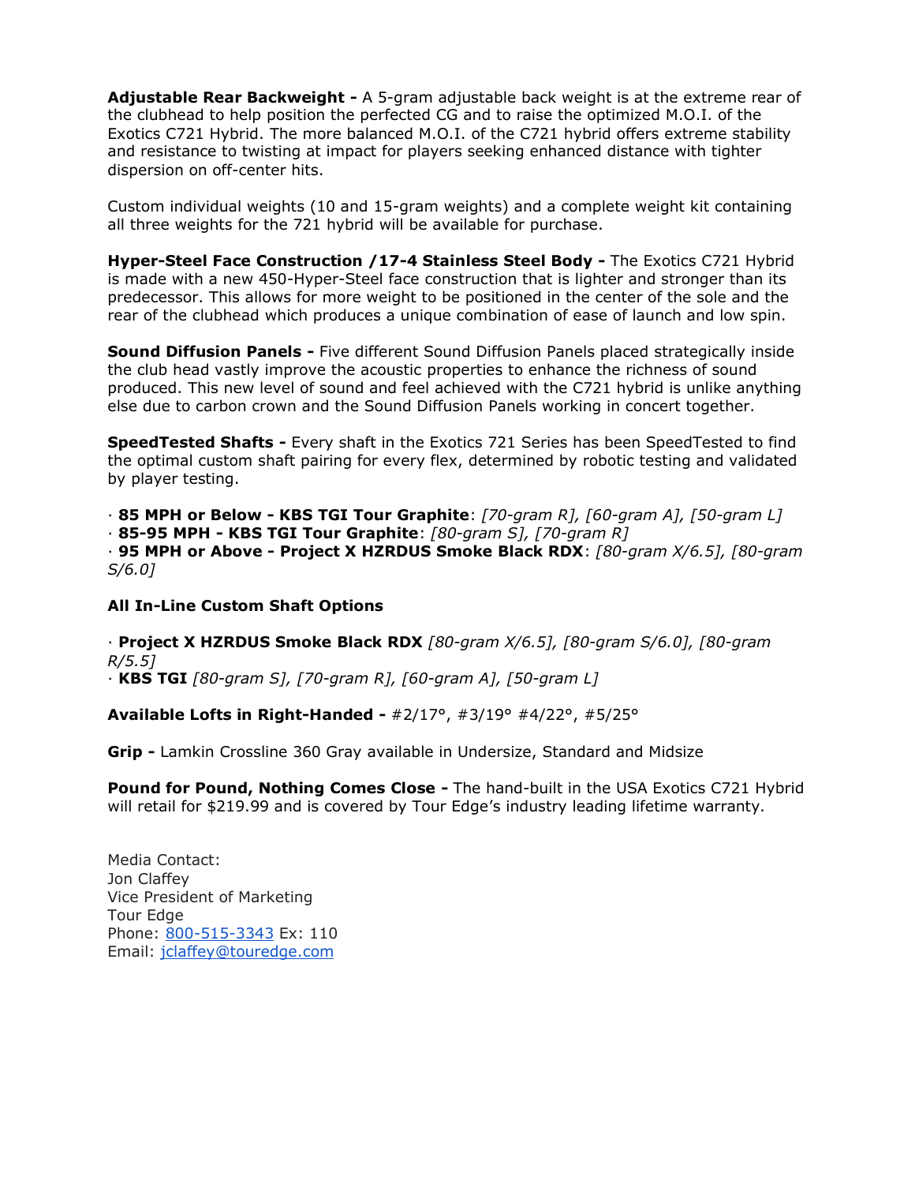**Adjustable Rear Backweight -** A 5-gram adjustable back weight is at the extreme rear of the clubhead to help position the perfected CG and to raise the optimized M.O.I. of the Exotics C721 Hybrid. The more balanced M.O.I. of the C721 hybrid offers extreme stability and resistance to twisting at impact for players seeking enhanced distance with tighter dispersion on off-center hits.

Custom individual weights (10 and 15-gram weights) and a complete weight kit containing all three weights for the 721 hybrid will be available for purchase.

**Hyper-Steel Face Construction /17-4 Stainless Steel Body -** The Exotics C721 Hybrid is made with a new 450-Hyper-Steel face construction that is lighter and stronger than its predecessor. This allows for more weight to be positioned in the center of the sole and the rear of the clubhead which produces a unique combination of ease of launch and low spin.

**Sound Diffusion Panels -** Five different Sound Diffusion Panels placed strategically inside the club head vastly improve the acoustic properties to enhance the richness of sound produced. This new level of sound and feel achieved with the C721 hybrid is unlike anything else due to carbon crown and the Sound Diffusion Panels working in concert together.

**SpeedTested Shafts -** Every shaft in the Exotics 721 Series has been SpeedTested to find the optimal custom shaft pairing for every flex, determined by robotic testing and validated by player testing.

· **85 MPH or Below - KBS TGI Tour Graphite**: *[70-gram R], [60-gram A], [50-gram L]*
· **85-95 MPH - KBS TGI Tour Graphite**: *[80-gram S], [70-gram R]*
· **95 MPH or Above - Project X HZRDUS Smoke Black RDX**: *[80-gram X/6.5], [80-gram S/6.0]*

**All In-Line Custom Shaft Options**

· **Project X HZRDUS Smoke Black RDX** *[80-gram X/6.5], [80-gram S/6.0], [80-gram R/5.5]*
· **KBS TGI** *[80-gram S], [70-gram R], [60-gram A], [50-gram L]*

**Available Lofts in Right-Handed -** #2/17°, #3/19° #4/22°, #5/25°

**Grip -** Lamkin Crossline 360 Gray available in Undersize, Standard and Midsize

**Pound for Pound, Nothing Comes Close -** The hand-built in the USA Exotics C721 Hybrid will retail for $219.99 and is covered by Tour Edge's industry leading lifetime warranty.

Media Contact:
Jon Claffey
Vice President of Marketing
Tour Edge
Phone: 800-515-3343 Ex: 110
Email: jclaffey@touredge.com